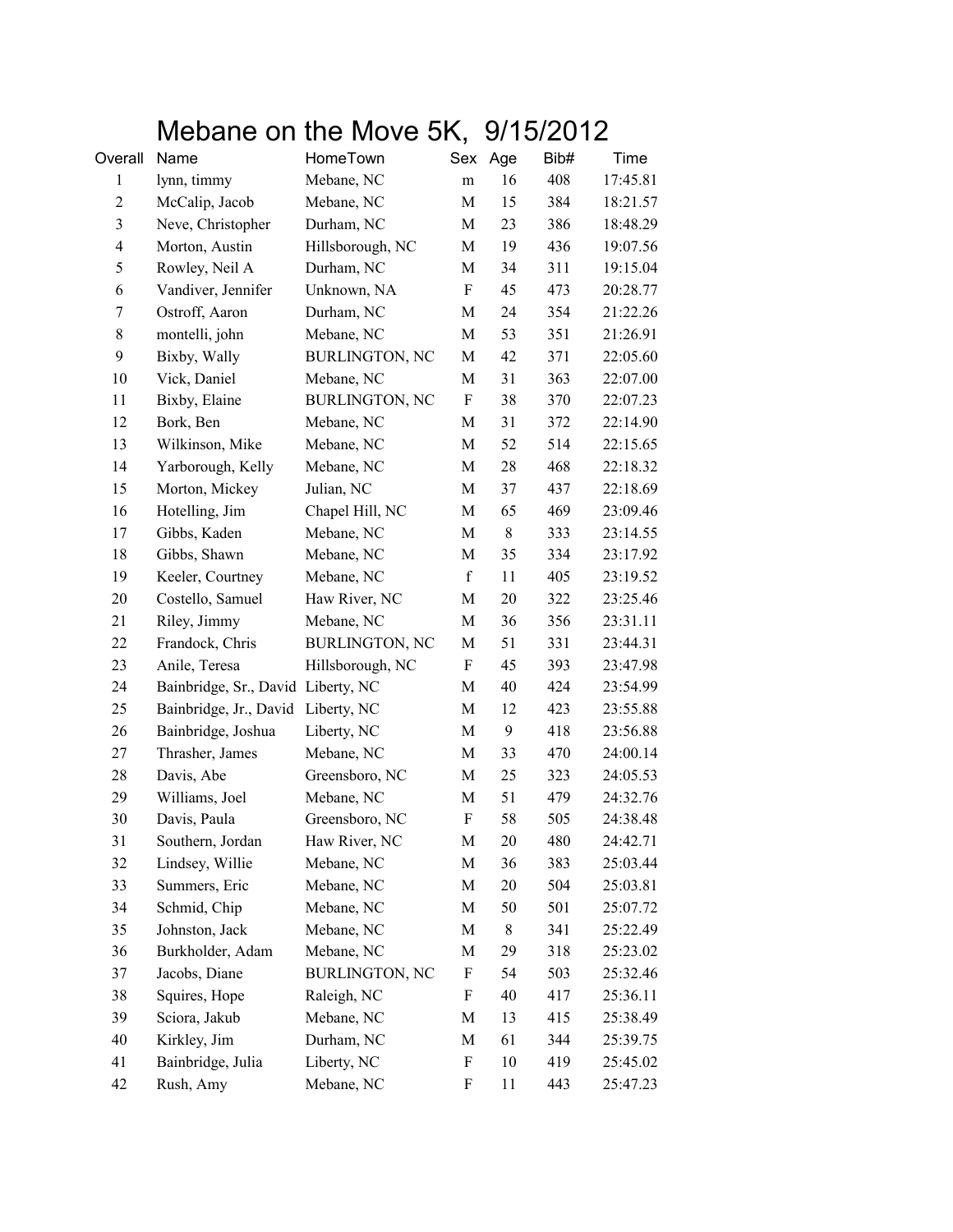# Mebane on the Move 5K, 9/15/2012

| Overall | Name | HomeTown | Sex | Age | Bib# | Time |
|---|---|---|---|---|---|---|
| 1 | lynn, timmy | Mebane, NC | m | 16 | 408 | 17:45.81 |
| 2 | McCalip, Jacob | Mebane, NC | M | 15 | 384 | 18:21.57 |
| 3 | Neve, Christopher | Durham, NC | M | 23 | 386 | 18:48.29 |
| 4 | Morton, Austin | Hillsborough, NC | M | 19 | 436 | 19:07.56 |
| 5 | Rowley, Neil A | Durham, NC | M | 34 | 311 | 19:15.04 |
| 6 | Vandiver, Jennifer | Unknown, NA | F | 45 | 473 | 20:28.77 |
| 7 | Ostroff, Aaron | Durham, NC | M | 24 | 354 | 21:22.26 |
| 8 | montelli, john | Mebane, NC | M | 53 | 351 | 21:26.91 |
| 9 | Bixby, Wally | BURLINGTON, NC | M | 42 | 371 | 22:05.60 |
| 10 | Vick, Daniel | Mebane, NC | M | 31 | 363 | 22:07.00 |
| 11 | Bixby, Elaine | BURLINGTON, NC | F | 38 | 370 | 22:07.23 |
| 12 | Bork, Ben | Mebane, NC | M | 31 | 372 | 22:14.90 |
| 13 | Wilkinson, Mike | Mebane, NC | M | 52 | 514 | 22:15.65 |
| 14 | Yarborough, Kelly | Mebane, NC | M | 28 | 468 | 22:18.32 |
| 15 | Morton, Mickey | Julian, NC | M | 37 | 437 | 22:18.69 |
| 16 | Hotelling, Jim | Chapel Hill, NC | M | 65 | 469 | 23:09.46 |
| 17 | Gibbs, Kaden | Mebane, NC | M | 8 | 333 | 23:14.55 |
| 18 | Gibbs, Shawn | Mebane, NC | M | 35 | 334 | 23:17.92 |
| 19 | Keeler, Courtney | Mebane, NC | f | 11 | 405 | 23:19.52 |
| 20 | Costello, Samuel | Haw River, NC | M | 20 | 322 | 23:25.46 |
| 21 | Riley, Jimmy | Mebane, NC | M | 36 | 356 | 23:31.11 |
| 22 | Frandock, Chris | BURLINGTON, NC | M | 51 | 331 | 23:44.31 |
| 23 | Anile, Teresa | Hillsborough, NC | F | 45 | 393 | 23:47.98 |
| 24 | Bainbridge, Sr., David | Liberty, NC | M | 40 | 424 | 23:54.99 |
| 25 | Bainbridge, Jr., David | Liberty, NC | M | 12 | 423 | 23:55.88 |
| 26 | Bainbridge, Joshua | Liberty, NC | M | 9 | 418 | 23:56.88 |
| 27 | Thrasher, James | Mebane, NC | M | 33 | 470 | 24:00.14 |
| 28 | Davis, Abe | Greensboro, NC | M | 25 | 323 | 24:05.53 |
| 29 | Williams, Joel | Mebane, NC | M | 51 | 479 | 24:32.76 |
| 30 | Davis, Paula | Greensboro, NC | F | 58 | 505 | 24:38.48 |
| 31 | Southern, Jordan | Haw River, NC | M | 20 | 480 | 24:42.71 |
| 32 | Lindsey, Willie | Mebane, NC | M | 36 | 383 | 25:03.44 |
| 33 | Summers, Eric | Mebane, NC | M | 20 | 504 | 25:03.81 |
| 34 | Schmid, Chip | Mebane, NC | M | 50 | 501 | 25:07.72 |
| 35 | Johnston, Jack | Mebane, NC | M | 8 | 341 | 25:22.49 |
| 36 | Burkholder, Adam | Mebane, NC | M | 29 | 318 | 25:23.02 |
| 37 | Jacobs, Diane | BURLINGTON, NC | F | 54 | 503 | 25:32.46 |
| 38 | Squires, Hope | Raleigh, NC | F | 40 | 417 | 25:36.11 |
| 39 | Sciora, Jakub | Mebane, NC | M | 13 | 415 | 25:38.49 |
| 40 | Kirkley, Jim | Durham, NC | M | 61 | 344 | 25:39.75 |
| 41 | Bainbridge, Julia | Liberty, NC | F | 10 | 419 | 25:45.02 |
| 42 | Rush, Amy | Mebane, NC | F | 11 | 443 | 25:47.23 |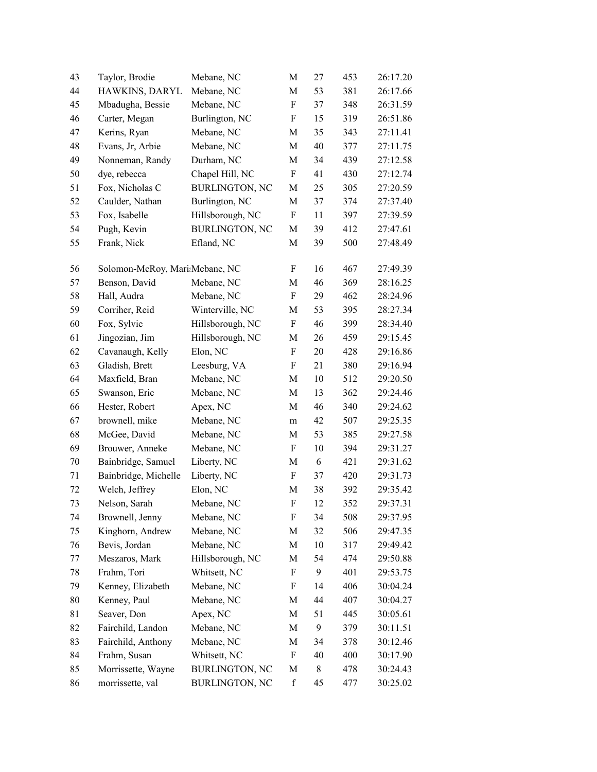| | | | | | | |
|---|---|---|---|---|---|---|
| 43 | Taylor, Brodie | Mebane, NC | M | 27 | 453 | 26:17.20 |
| 44 | HAWKINS, DARYL | Mebane, NC | M | 53 | 381 | 26:17.66 |
| 45 | Mbadugha, Bessie | Mebane, NC | F | 37 | 348 | 26:31.59 |
| 46 | Carter, Megan | Burlington, NC | F | 15 | 319 | 26:51.86 |
| 47 | Kerins, Ryan | Mebane, NC | M | 35 | 343 | 27:11.41 |
| 48 | Evans, Jr, Arbie | Mebane, NC | M | 40 | 377 | 27:11.75 |
| 49 | Nonneman, Randy | Durham, NC | M | 34 | 439 | 27:12.58 |
| 50 | dye, rebecca | Chapel Hill, NC | F | 41 | 430 | 27:12.74 |
| 51 | Fox, Nicholas C | BURLINGTON, NC | M | 25 | 305 | 27:20.59 |
| 52 | Caulder, Nathan | Burlington, NC | M | 37 | 374 | 27:37.40 |
| 53 | Fox, Isabelle | Hillsborough, NC | F | 11 | 397 | 27:39.59 |
| 54 | Pugh, Kevin | BURLINGTON, NC | M | 39 | 412 | 27:47.61 |
| 55 | Frank, Nick | Efland, NC | M | 39 | 500 | 27:48.49 |
| 56 | Solomon-McRoy, Mari | Mebane, NC | F | 16 | 467 | 27:49.39 |
| 57 | Benson, David | Mebane, NC | M | 46 | 369 | 28:16.25 |
| 58 | Hall, Audra | Mebane, NC | F | 29 | 462 | 28:24.96 |
| 59 | Corriher, Reid | Winterville, NC | M | 53 | 395 | 28:27.34 |
| 60 | Fox, Sylvie | Hillsborough, NC | F | 46 | 399 | 28:34.40 |
| 61 | Jingozian, Jim | Hillsborough, NC | M | 26 | 459 | 29:15.45 |
| 62 | Cavanaugh, Kelly | Elon, NC | F | 20 | 428 | 29:16.86 |
| 63 | Gladish, Brett | Leesburg, VA | F | 21 | 380 | 29:16.94 |
| 64 | Maxfield, Bran | Mebane, NC | M | 10 | 512 | 29:20.50 |
| 65 | Swanson, Eric | Mebane, NC | M | 13 | 362 | 29:24.46 |
| 66 | Hester, Robert | Apex, NC | M | 46 | 340 | 29:24.62 |
| 67 | brownell, mike | Mebane, NC | m | 42 | 507 | 29:25.35 |
| 68 | McGee, David | Mebane, NC | M | 53 | 385 | 29:27.58 |
| 69 | Brouwer, Anneke | Mebane, NC | F | 10 | 394 | 29:31.27 |
| 70 | Bainbridge, Samuel | Liberty, NC | M | 6 | 421 | 29:31.62 |
| 71 | Bainbridge, Michelle | Liberty, NC | F | 37 | 420 | 29:31.73 |
| 72 | Welch, Jeffrey | Elon, NC | M | 38 | 392 | 29:35.42 |
| 73 | Nelson, Sarah | Mebane, NC | F | 12 | 352 | 29:37.31 |
| 74 | Brownell, Jenny | Mebane, NC | F | 34 | 508 | 29:37.95 |
| 75 | Kinghorn, Andrew | Mebane, NC | M | 32 | 506 | 29:47.35 |
| 76 | Bevis, Jordan | Mebane, NC | M | 10 | 317 | 29:49.42 |
| 77 | Meszaros, Mark | Hillsborough, NC | M | 54 | 474 | 29:50.88 |
| 78 | Frahm, Tori | Whitsett, NC | F | 9 | 401 | 29:53.75 |
| 79 | Kenney, Elizabeth | Mebane, NC | F | 14 | 406 | 30:04.24 |
| 80 | Kenney, Paul | Mebane, NC | M | 44 | 407 | 30:04.27 |
| 81 | Seaver, Don | Apex, NC | M | 51 | 445 | 30:05.61 |
| 82 | Fairchild, Landon | Mebane, NC | M | 9 | 379 | 30:11.51 |
| 83 | Fairchild, Anthony | Mebane, NC | M | 34 | 378 | 30:12.46 |
| 84 | Frahm, Susan | Whitsett, NC | F | 40 | 400 | 30:17.90 |
| 85 | Morrissette, Wayne | BURLINGTON, NC | M | 8 | 478 | 30:24.43 |
| 86 | morrissette, val | BURLINGTON, NC | f | 45 | 477 | 30:25.02 |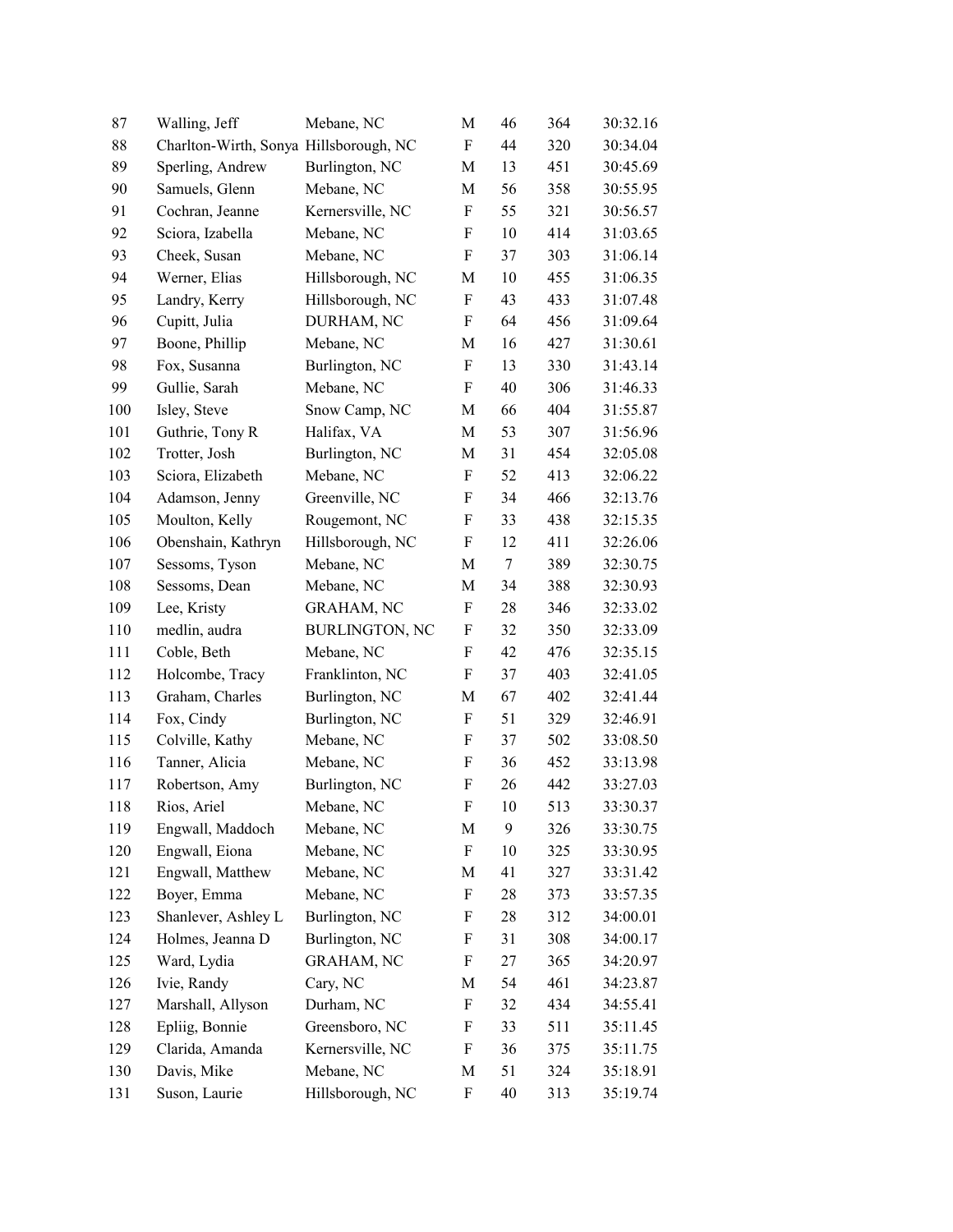| | | | | | | |
|---|---|---|---|---|---|---|
| 87 | Walling, Jeff | Mebane, NC | M | 46 | 364 | 30:32.16 |
| 88 | Charlton-Wirth, Sonya | Hillsborough, NC | F | 44 | 320 | 30:34.04 |
| 89 | Sperling, Andrew | Burlington, NC | M | 13 | 451 | 30:45.69 |
| 90 | Samuels, Glenn | Mebane, NC | M | 56 | 358 | 30:55.95 |
| 91 | Cochran, Jeanne | Kernersville, NC | F | 55 | 321 | 30:56.57 |
| 92 | Sciora, Izabella | Mebane, NC | F | 10 | 414 | 31:03.65 |
| 93 | Cheek, Susan | Mebane, NC | F | 37 | 303 | 31:06.14 |
| 94 | Werner, Elias | Hillsborough, NC | M | 10 | 455 | 31:06.35 |
| 95 | Landry, Kerry | Hillsborough, NC | F | 43 | 433 | 31:07.48 |
| 96 | Cupitt, Julia | DURHAM, NC | F | 64 | 456 | 31:09.64 |
| 97 | Boone, Phillip | Mebane, NC | M | 16 | 427 | 31:30.61 |
| 98 | Fox, Susanna | Burlington, NC | F | 13 | 330 | 31:43.14 |
| 99 | Gullie, Sarah | Mebane, NC | F | 40 | 306 | 31:46.33 |
| 100 | Isley, Steve | Snow Camp, NC | M | 66 | 404 | 31:55.87 |
| 101 | Guthrie, Tony R | Halifax, VA | M | 53 | 307 | 31:56.96 |
| 102 | Trotter, Josh | Burlington, NC | M | 31 | 454 | 32:05.08 |
| 103 | Sciora, Elizabeth | Mebane, NC | F | 52 | 413 | 32:06.22 |
| 104 | Adamson, Jenny | Greenville, NC | F | 34 | 466 | 32:13.76 |
| 105 | Moulton, Kelly | Rougemont, NC | F | 33 | 438 | 32:15.35 |
| 106 | Obenshain, Kathryn | Hillsborough, NC | F | 12 | 411 | 32:26.06 |
| 107 | Sessoms, Tyson | Mebane, NC | M | 7 | 389 | 32:30.75 |
| 108 | Sessoms, Dean | Mebane, NC | M | 34 | 388 | 32:30.93 |
| 109 | Lee, Kristy | GRAHAM, NC | F | 28 | 346 | 32:33.02 |
| 110 | medlin, audra | BURLINGTON, NC | F | 32 | 350 | 32:33.09 |
| 111 | Coble, Beth | Mebane, NC | F | 42 | 476 | 32:35.15 |
| 112 | Holcombe, Tracy | Franklinton, NC | F | 37 | 403 | 32:41.05 |
| 113 | Graham, Charles | Burlington, NC | M | 67 | 402 | 32:41.44 |
| 114 | Fox, Cindy | Burlington, NC | F | 51 | 329 | 32:46.91 |
| 115 | Colville, Kathy | Mebane, NC | F | 37 | 502 | 33:08.50 |
| 116 | Tanner, Alicia | Mebane, NC | F | 36 | 452 | 33:13.98 |
| 117 | Robertson, Amy | Burlington, NC | F | 26 | 442 | 33:27.03 |
| 118 | Rios, Ariel | Mebane, NC | F | 10 | 513 | 33:30.37 |
| 119 | Engwall, Maddoch | Mebane, NC | M | 9 | 326 | 33:30.75 |
| 120 | Engwall, Eiona | Mebane, NC | F | 10 | 325 | 33:30.95 |
| 121 | Engwall, Matthew | Mebane, NC | M | 41 | 327 | 33:31.42 |
| 122 | Boyer, Emma | Mebane, NC | F | 28 | 373 | 33:57.35 |
| 123 | Shanlever, Ashley L | Burlington, NC | F | 28 | 312 | 34:00.01 |
| 124 | Holmes, Jeanna D | Burlington, NC | F | 31 | 308 | 34:00.17 |
| 125 | Ward, Lydia | GRAHAM, NC | F | 27 | 365 | 34:20.97 |
| 126 | Ivie, Randy | Cary, NC | M | 54 | 461 | 34:23.87 |
| 127 | Marshall, Allyson | Durham, NC | F | 32 | 434 | 34:55.41 |
| 128 | Epliig, Bonnie | Greensboro, NC | F | 33 | 511 | 35:11.45 |
| 129 | Clarida, Amanda | Kernersville, NC | F | 36 | 375 | 35:11.75 |
| 130 | Davis, Mike | Mebane, NC | M | 51 | 324 | 35:18.91 |
| 131 | Suson, Laurie | Hillsborough, NC | F | 40 | 313 | 35:19.74 |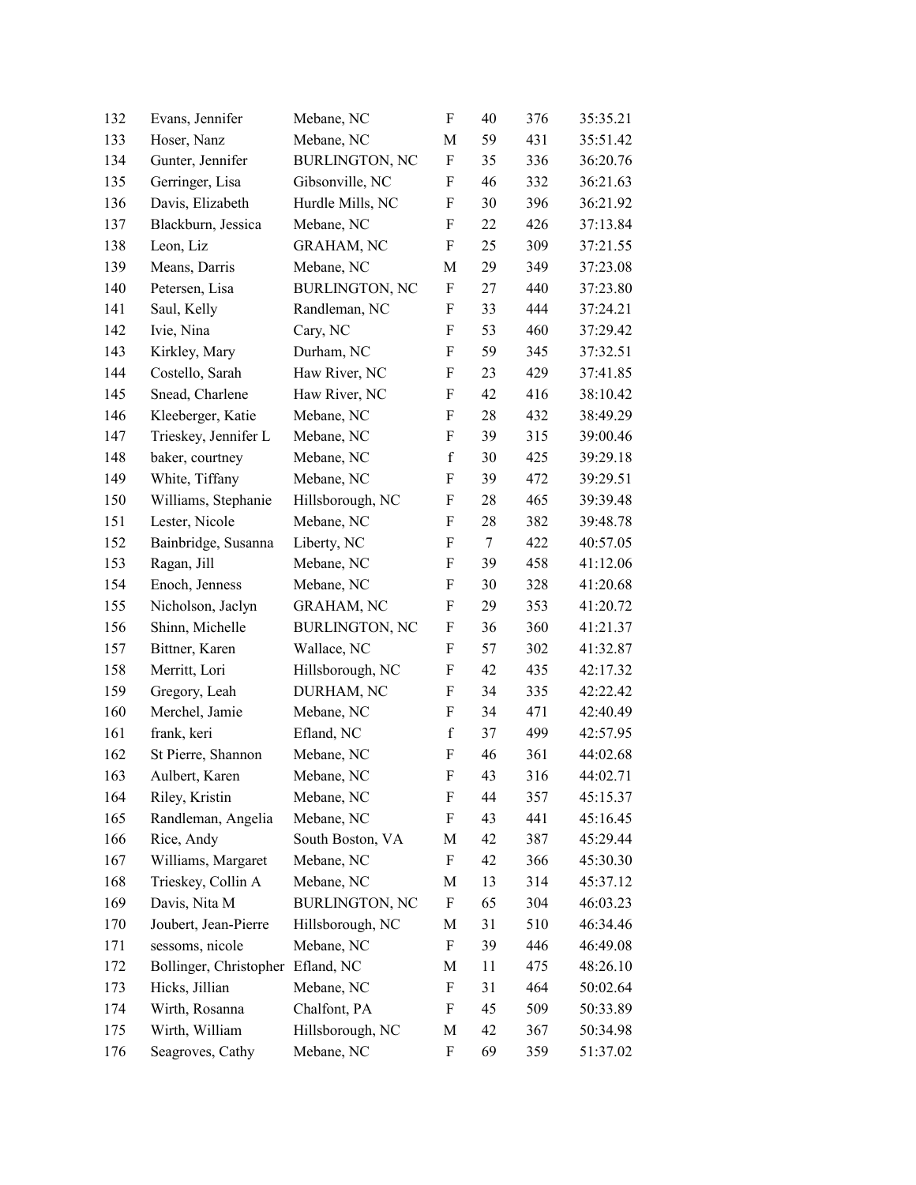| | | | | | | |
|---|---|---|---|---|---|---|
| 132 | Evans, Jennifer | Mebane, NC | F | 40 | 376 | 35:35.21 |
| 133 | Hoser, Nanz | Mebane, NC | M | 59 | 431 | 35:51.42 |
| 134 | Gunter, Jennifer | BURLINGTON, NC | F | 35 | 336 | 36:20.76 |
| 135 | Gerringer, Lisa | Gibsonville, NC | F | 46 | 332 | 36:21.63 |
| 136 | Davis, Elizabeth | Hurdle Mills, NC | F | 30 | 396 | 36:21.92 |
| 137 | Blackburn, Jessica | Mebane, NC | F | 22 | 426 | 37:13.84 |
| 138 | Leon, Liz | GRAHAM, NC | F | 25 | 309 | 37:21.55 |
| 139 | Means, Darris | Mebane, NC | M | 29 | 349 | 37:23.08 |
| 140 | Petersen, Lisa | BURLINGTON, NC | F | 27 | 440 | 37:23.80 |
| 141 | Saul, Kelly | Randleman, NC | F | 33 | 444 | 37:24.21 |
| 142 | Ivie, Nina | Cary, NC | F | 53 | 460 | 37:29.42 |
| 143 | Kirkley, Mary | Durham, NC | F | 59 | 345 | 37:32.51 |
| 144 | Costello, Sarah | Haw River, NC | F | 23 | 429 | 37:41.85 |
| 145 | Snead, Charlene | Haw River, NC | F | 42 | 416 | 38:10.42 |
| 146 | Kleeberger, Katie | Mebane, NC | F | 28 | 432 | 38:49.29 |
| 147 | Trieskey, Jennifer L | Mebane, NC | F | 39 | 315 | 39:00.46 |
| 148 | baker, courtney | Mebane, NC | f | 30 | 425 | 39:29.18 |
| 149 | White, Tiffany | Mebane, NC | F | 39 | 472 | 39:29.51 |
| 150 | Williams, Stephanie | Hillsborough, NC | F | 28 | 465 | 39:39.48 |
| 151 | Lester, Nicole | Mebane, NC | F | 28 | 382 | 39:48.78 |
| 152 | Bainbridge, Susanna | Liberty, NC | F | 7 | 422 | 40:57.05 |
| 153 | Ragan, Jill | Mebane, NC | F | 39 | 458 | 41:12.06 |
| 154 | Enoch, Jenness | Mebane, NC | F | 30 | 328 | 41:20.68 |
| 155 | Nicholson, Jaclyn | GRAHAM, NC | F | 29 | 353 | 41:20.72 |
| 156 | Shinn, Michelle | BURLINGTON, NC | F | 36 | 360 | 41:21.37 |
| 157 | Bittner, Karen | Wallace, NC | F | 57 | 302 | 41:32.87 |
| 158 | Merritt, Lori | Hillsborough, NC | F | 42 | 435 | 42:17.32 |
| 159 | Gregory, Leah | DURHAM, NC | F | 34 | 335 | 42:22.42 |
| 160 | Merchel, Jamie | Mebane, NC | F | 34 | 471 | 42:40.49 |
| 161 | frank, keri | Efland, NC | f | 37 | 499 | 42:57.95 |
| 162 | St Pierre, Shannon | Mebane, NC | F | 46 | 361 | 44:02.68 |
| 163 | Aulbert, Karen | Mebane, NC | F | 43 | 316 | 44:02.71 |
| 164 | Riley, Kristin | Mebane, NC | F | 44 | 357 | 45:15.37 |
| 165 | Randleman, Angelia | Mebane, NC | F | 43 | 441 | 45:16.45 |
| 166 | Rice, Andy | South Boston, VA | M | 42 | 387 | 45:29.44 |
| 167 | Williams, Margaret | Mebane, NC | F | 42 | 366 | 45:30.30 |
| 168 | Trieskey, Collin A | Mebane, NC | M | 13 | 314 | 45:37.12 |
| 169 | Davis, Nita M | BURLINGTON, NC | F | 65 | 304 | 46:03.23 |
| 170 | Joubert, Jean-Pierre | Hillsborough, NC | M | 31 | 510 | 46:34.46 |
| 171 | sessoms, nicole | Mebane, NC | F | 39 | 446 | 46:49.08 |
| 172 | Bollinger, Christopher | Efland, NC | M | 11 | 475 | 48:26.10 |
| 173 | Hicks, Jillian | Mebane, NC | F | 31 | 464 | 50:02.64 |
| 174 | Wirth, Rosanna | Chalfont, PA | F | 45 | 509 | 50:33.89 |
| 175 | Wirth, William | Hillsborough, NC | M | 42 | 367 | 50:34.98 |
| 176 | Seagroves, Cathy | Mebane, NC | F | 69 | 359 | 51:37.02 |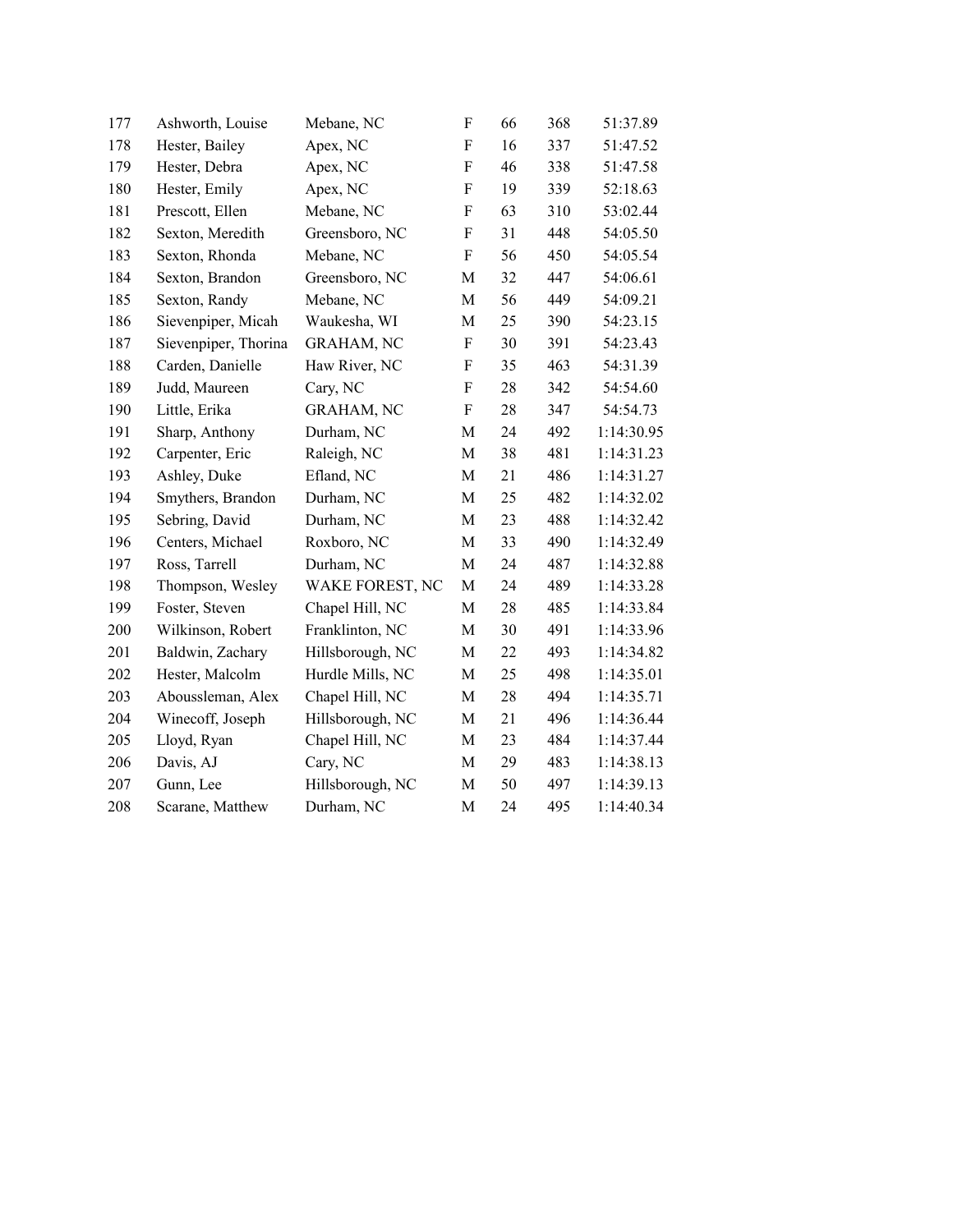| | | | | | | |
|---|---|---|---|---|---|---|
| 177 | Ashworth, Louise | Mebane, NC | F | 66 | 368 | 51:37.89 |
| 178 | Hester, Bailey | Apex, NC | F | 16 | 337 | 51:47.52 |
| 179 | Hester, Debra | Apex, NC | F | 46 | 338 | 51:47.58 |
| 180 | Hester, Emily | Apex, NC | F | 19 | 339 | 52:18.63 |
| 181 | Prescott, Ellen | Mebane, NC | F | 63 | 310 | 53:02.44 |
| 182 | Sexton, Meredith | Greensboro, NC | F | 31 | 448 | 54:05.50 |
| 183 | Sexton, Rhonda | Mebane, NC | F | 56 | 450 | 54:05.54 |
| 184 | Sexton, Brandon | Greensboro, NC | M | 32 | 447 | 54:06.61 |
| 185 | Sexton, Randy | Mebane, NC | M | 56 | 449 | 54:09.21 |
| 186 | Sievenpiper, Micah | Waukesha, WI | M | 25 | 390 | 54:23.15 |
| 187 | Sievenpiper, Thorina | GRAHAM, NC | F | 30 | 391 | 54:23.43 |
| 188 | Carden, Danielle | Haw River, NC | F | 35 | 463 | 54:31.39 |
| 189 | Judd, Maureen | Cary, NC | F | 28 | 342 | 54:54.60 |
| 190 | Little, Erika | GRAHAM, NC | F | 28 | 347 | 54:54.73 |
| 191 | Sharp, Anthony | Durham, NC | M | 24 | 492 | 1:14:30.95 |
| 192 | Carpenter, Eric | Raleigh, NC | M | 38 | 481 | 1:14:31.23 |
| 193 | Ashley, Duke | Efland, NC | M | 21 | 486 | 1:14:31.27 |
| 194 | Smythers, Brandon | Durham, NC | M | 25 | 482 | 1:14:32.02 |
| 195 | Sebring, David | Durham, NC | M | 23 | 488 | 1:14:32.42 |
| 196 | Centers, Michael | Roxboro, NC | M | 33 | 490 | 1:14:32.49 |
| 197 | Ross, Tarrell | Durham, NC | M | 24 | 487 | 1:14:32.88 |
| 198 | Thompson, Wesley | WAKE FOREST, NC | M | 24 | 489 | 1:14:33.28 |
| 199 | Foster, Steven | Chapel Hill, NC | M | 28 | 485 | 1:14:33.84 |
| 200 | Wilkinson, Robert | Franklinton, NC | M | 30 | 491 | 1:14:33.96 |
| 201 | Baldwin, Zachary | Hillsborough, NC | M | 22 | 493 | 1:14:34.82 |
| 202 | Hester, Malcolm | Hurdle Mills, NC | M | 25 | 498 | 1:14:35.01 |
| 203 | Aboussleman, Alex | Chapel Hill, NC | M | 28 | 494 | 1:14:35.71 |
| 204 | Winecoff, Joseph | Hillsborough, NC | M | 21 | 496 | 1:14:36.44 |
| 205 | Lloyd, Ryan | Chapel Hill, NC | M | 23 | 484 | 1:14:37.44 |
| 206 | Davis, AJ | Cary, NC | M | 29 | 483 | 1:14:38.13 |
| 207 | Gunn, Lee | Hillsborough, NC | M | 50 | 497 | 1:14:39.13 |
| 208 | Scarane, Matthew | Durham, NC | M | 24 | 495 | 1:14:40.34 |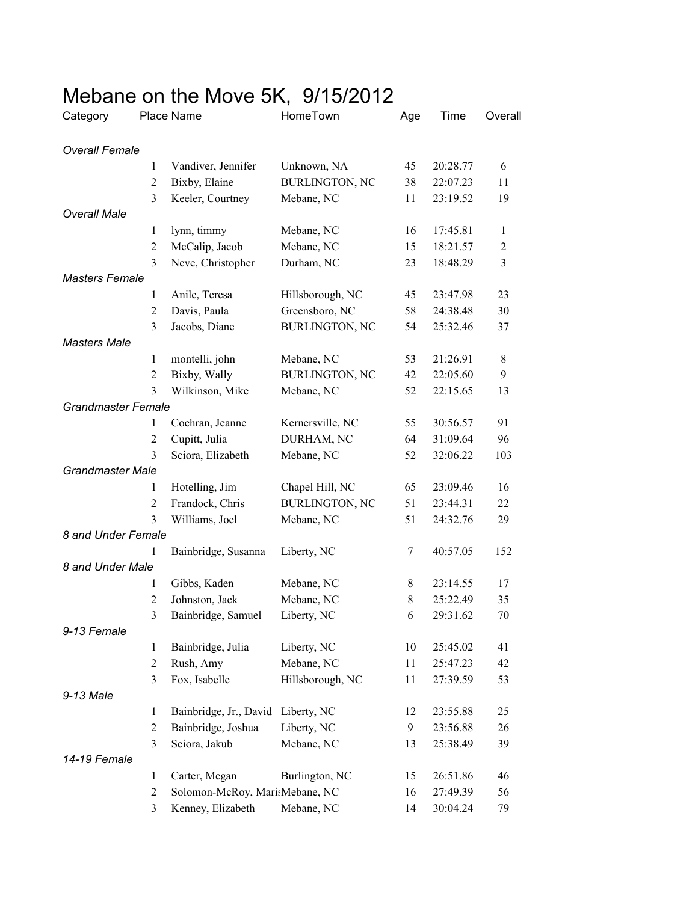# Mebane on the Move 5K, 9/15/2012

| Category | Place | Name | HomeTown | Age | Time | Overall |
|---|---|---|---|---|---|---|
| *Overall Female* | | | | | | |
| | 1 | Vandiver, Jennifer | Unknown, NA | 45 | 20:28.77 | 6 |
| | 2 | Bixby, Elaine | BURLINGTON, NC | 38 | 22:07.23 | 11 |
| | 3 | Keeler, Courtney | Mebane, NC | 11 | 23:19.52 | 19 |
| *Overall Male* | | | | | | |
| | 1 | lynn, timmy | Mebane, NC | 16 | 17:45.81 | 1 |
| | 2 | McCalip, Jacob | Mebane, NC | 15 | 18:21.57 | 2 |
| | 3 | Neve, Christopher | Durham, NC | 23 | 18:48.29 | 3 |
| *Masters Female* | | | | | | |
| | 1 | Anile, Teresa | Hillsborough, NC | 45 | 23:47.98 | 23 |
| | 2 | Davis, Paula | Greensboro, NC | 58 | 24:38.48 | 30 |
| | 3 | Jacobs, Diane | BURLINGTON, NC | 54 | 25:32.46 | 37 |
| *Masters Male* | | | | | | |
| | 1 | montelli, john | Mebane, NC | 53 | 21:26.91 | 8 |
| | 2 | Bixby, Wally | BURLINGTON, NC | 42 | 22:05.60 | 9 |
| | 3 | Wilkinson, Mike | Mebane, NC | 52 | 22:15.65 | 13 |
| *Grandmaster Female* | | | | | | |
| | 1 | Cochran, Jeanne | Kernersville, NC | 55 | 30:56.57 | 91 |
| | 2 | Cupitt, Julia | DURHAM, NC | 64 | 31:09.64 | 96 |
| | 3 | Sciora, Elizabeth | Mebane, NC | 52 | 32:06.22 | 103 |
| *Grandmaster Male* | | | | | | |
| | 1 | Hotelling, Jim | Chapel Hill, NC | 65 | 23:09.46 | 16 |
| | 2 | Frandock, Chris | BURLINGTON, NC | 51 | 23:44.31 | 22 |
| | 3 | Williams, Joel | Mebane, NC | 51 | 24:32.76 | 29 |
| *8 and Under Female* | | | | | | |
| | 1 | Bainbridge, Susanna | Liberty, NC | 7 | 40:57.05 | 152 |
| *8 and Under Male* | | | | | | |
| | 1 | Gibbs, Kaden | Mebane, NC | 8 | 23:14.55 | 17 |
| | 2 | Johnston, Jack | Mebane, NC | 8 | 25:22.49 | 35 |
| | 3 | Bainbridge, Samuel | Liberty, NC | 6 | 29:31.62 | 70 |
| *9-13 Female* | | | | | | |
| | 1 | Bainbridge, Julia | Liberty, NC | 10 | 25:45.02 | 41 |
| | 2 | Rush, Amy | Mebane, NC | 11 | 25:47.23 | 42 |
| | 3 | Fox, Isabelle | Hillsborough, NC | 11 | 27:39.59 | 53 |
| *9-13 Male* | | | | | | |
| | 1 | Bainbridge, Jr., David | Liberty, NC | 12 | 23:55.88 | 25 |
| | 2 | Bainbridge, Joshua | Liberty, NC | 9 | 23:56.88 | 26 |
| | 3 | Sciora, Jakub | Mebane, NC | 13 | 25:38.49 | 39 |
| *14-19 Female* | | | | | | |
| | 1 | Carter, Megan | Burlington, NC | 15 | 26:51.86 | 46 |
| | 2 | Solomon-McRoy, Mari | Mebane, NC | 16 | 27:49.39 | 56 |
| | 3 | Kenney, Elizabeth | Mebane, NC | 14 | 30:04.24 | 79 |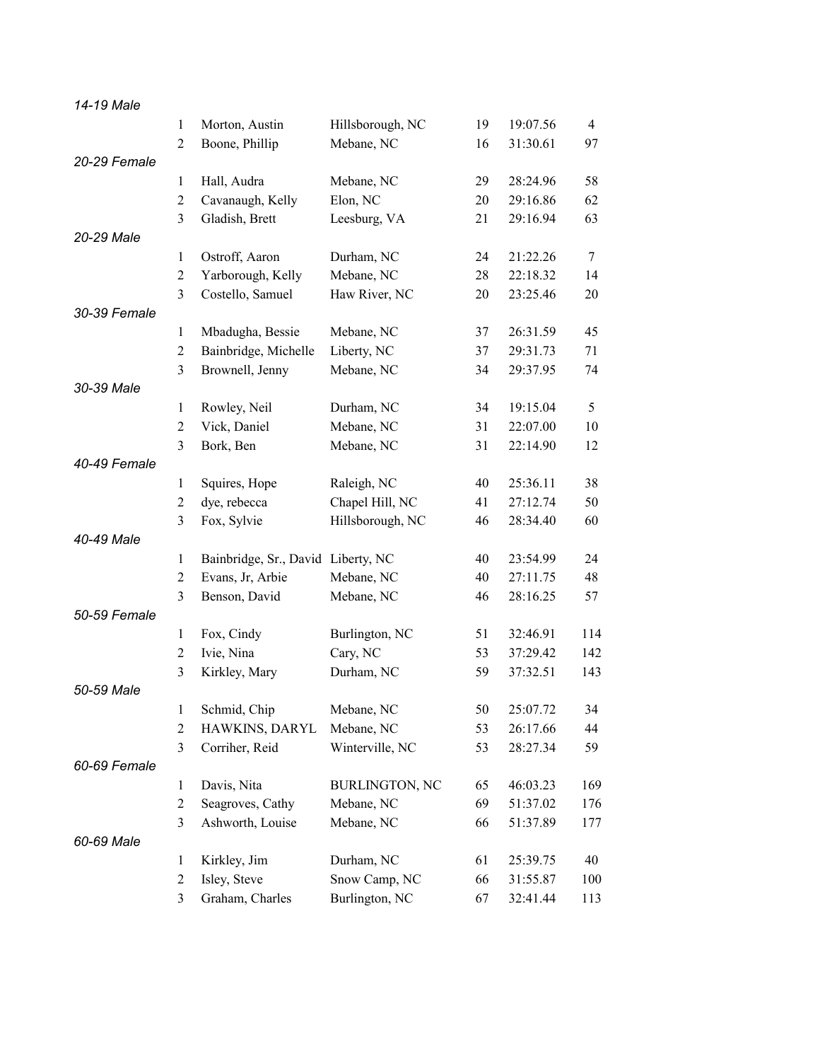*14-19 Male*

| | | | | | |
|---|---|---|---|---|---|
| 1 | Morton, Austin | Hillsborough, NC | 19 | 19:07.56 | 4 |
| 2 | Boone, Phillip | Mebane, NC | 16 | 31:30.61 | 97 |

*20-29 Female*

| | | | | | |
|---|---|---|---|---|---|
| 1 | Hall, Audra | Mebane, NC | 29 | 28:24.96 | 58 |
| 2 | Cavanaugh, Kelly | Elon, NC | 20 | 29:16.86 | 62 |
| 3 | Gladish, Brett | Leesburg, VA | 21 | 29:16.94 | 63 |

*20-29 Male*

| | | | | | |
|---|---|---|---|---|---|
| 1 | Ostroff, Aaron | Durham, NC | 24 | 21:22.26 | 7 |
| 2 | Yarborough, Kelly | Mebane, NC | 28 | 22:18.32 | 14 |
| 3 | Costello, Samuel | Haw River, NC | 20 | 23:25.46 | 20 |

*30-39 Female*

| | | | | | |
|---|---|---|---|---|---|
| 1 | Mbadugha, Bessie | Mebane, NC | 37 | 26:31.59 | 45 |
| 2 | Bainbridge, Michelle | Liberty, NC | 37 | 29:31.73 | 71 |
| 3 | Brownell, Jenny | Mebane, NC | 34 | 29:37.95 | 74 |

*30-39 Male*

| | | | | | |
|---|---|---|---|---|---|
| 1 | Rowley, Neil | Durham, NC | 34 | 19:15.04 | 5 |
| 2 | Vick, Daniel | Mebane, NC | 31 | 22:07.00 | 10 |
| 3 | Bork, Ben | Mebane, NC | 31 | 22:14.90 | 12 |

*40-49 Female*

| | | | | | |
|---|---|---|---|---|---|
| 1 | Squires, Hope | Raleigh, NC | 40 | 25:36.11 | 38 |
| 2 | dye, rebecca | Chapel Hill, NC | 41 | 27:12.74 | 50 |
| 3 | Fox, Sylvie | Hillsborough, NC | 46 | 28:34.40 | 60 |

*40-49 Male*

| | | | | | |
|---|---|---|---|---|---|
| 1 | Bainbridge, Sr., David | Liberty, NC | 40 | 23:54.99 | 24 |
| 2 | Evans, Jr, Arbie | Mebane, NC | 40 | 27:11.75 | 48 |
| 3 | Benson, David | Mebane, NC | 46 | 28:16.25 | 57 |

*50-59 Female*

| | | | | | |
|---|---|---|---|---|---|
| 1 | Fox, Cindy | Burlington, NC | 51 | 32:46.91 | 114 |
| 2 | Ivie, Nina | Cary, NC | 53 | 37:29.42 | 142 |
| 3 | Kirkley, Mary | Durham, NC | 59 | 37:32.51 | 143 |

*50-59 Male*

| | | | | | |
|---|---|---|---|---|---|
| 1 | Schmid, Chip | Mebane, NC | 50 | 25:07.72 | 34 |
| 2 | HAWKINS, DARYL | Mebane, NC | 53 | 26:17.66 | 44 |
| 3 | Corriher, Reid | Winterville, NC | 53 | 28:27.34 | 59 |

*60-69 Female*

| | | | | | |
|---|---|---|---|---|---|
| 1 | Davis, Nita | BURLINGTON, NC | 65 | 46:03.23 | 169 |
| 2 | Seagroves, Cathy | Mebane, NC | 69 | 51:37.02 | 176 |
| 3 | Ashworth, Louise | Mebane, NC | 66 | 51:37.89 | 177 |

*60-69 Male*

| | | | | | |
|---|---|---|---|---|---|
| 1 | Kirkley, Jim | Durham, NC | 61 | 25:39.75 | 40 |
| 2 | Isley, Steve | Snow Camp, NC | 66 | 31:55.87 | 100 |
| 3 | Graham, Charles | Burlington, NC | 67 | 32:41.44 | 113 |